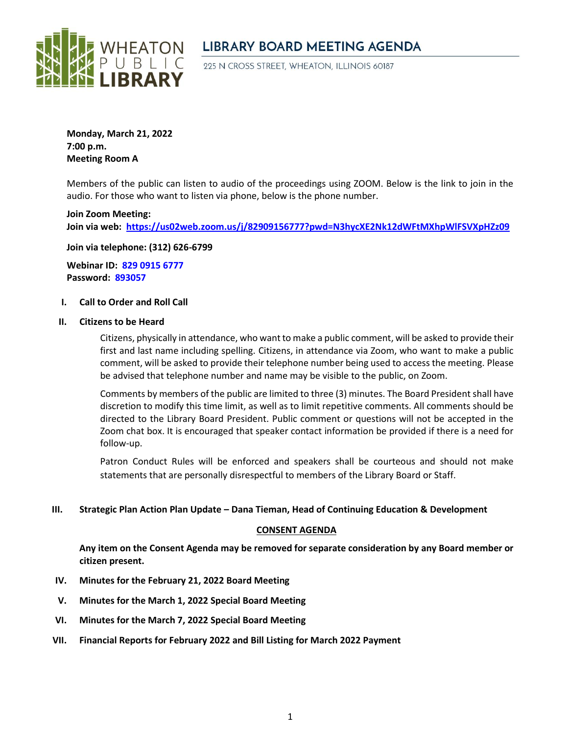# LIBRARY BOARD MEETING AGENDA

WHEATON PUBLIC LIBRARY

225 N CROSS STREET, WHEATON, ILLINOIS 60187

**Monday, March 21, 2022**
**7:00 p.m.**
**Meeting Room A**

Members of the public can listen to audio of the proceedings using ZOOM. Below is the link to join in the audio. For those who want to listen via phone, below is the phone number.

**Join Zoom Meeting:**
**Join via web: https://us02web.zoom.us/j/82909156777?pwd=N3hycXE2Nk12dWFtMXhpWlFSVXpHZz09**

**Join via telephone: (312) 626-6799**

**Webinar ID: 829 0915 6777**
**Password: 893057**

**I. Call to Order and Roll Call**

**II. Citizens to be Heard**

Citizens, physically in attendance, who want to make a public comment, will be asked to provide their first and last name including spelling. Citizens, in attendance via Zoom, who want to make a public comment, will be asked to provide their telephone number being used to access the meeting. Please be advised that telephone number and name may be visible to the public, on Zoom.

Comments by members of the public are limited to three (3) minutes. The Board President shall have discretion to modify this time limit, as well as to limit repetitive comments. All comments should be directed to the Library Board President. Public comment or questions will not be accepted in the Zoom chat box. It is encouraged that speaker contact information be provided if there is a need for follow-up.

Patron Conduct Rules will be enforced and speakers shall be courteous and should not make statements that are personally disrespectful to members of the Library Board or Staff.

**III. Strategic Plan Action Plan Update – Dana Tieman, Head of Continuing Education & Development**

**CONSENT AGENDA**

**Any item on the Consent Agenda may be removed for separate consideration by any Board member or citizen present.**

**IV. Minutes for the February 21, 2022 Board Meeting**

**V. Minutes for the March 1, 2022 Special Board Meeting**

**VI. Minutes for the March 7, 2022 Special Board Meeting**

**VII. Financial Reports for February 2022 and Bill Listing for March 2022 Payment**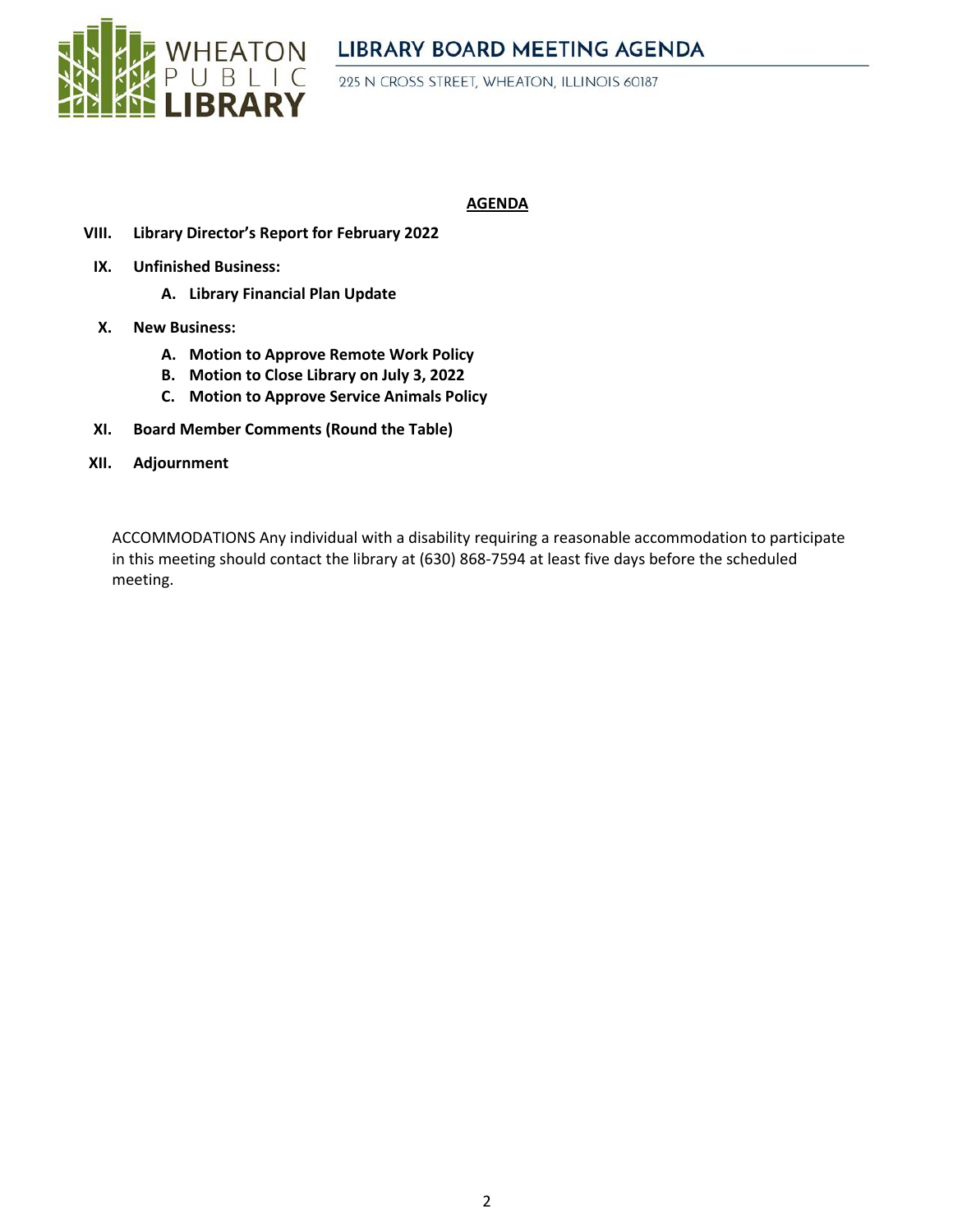**AGENDA**

**VIII. Library Director's Report for February 2022**

**IX. Unfinished Business:**

- **A. Library Financial Plan Update**

**X. New Business:**

- **A. Motion to Approve Remote Work Policy**
- **B. Motion to Close Library on July 3, 2022**
- **C. Motion to Approve Service Animals Policy**

**XI. Board Member Comments (Round the Table)**

**XII. Adjournment**

ACCOMMODATIONS Any individual with a disability requiring a reasonable accommodation to participate in this meeting should contact the library at (630) 868-7594 at least five days before the scheduled meeting.